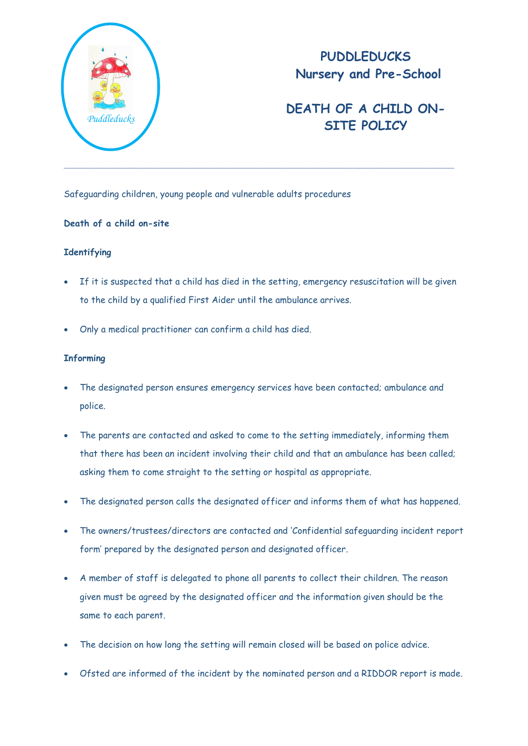# PUDDLEDUCKS
## Nursery and Pre-School

## DEATH OF A CHILD ON-SITE POLICY

---

Safeguarding children, young people and vulnerable adults procedures

**Death of a child on-site**

**Identifying**

- If it is suspected that a child has died in the setting, emergency resuscitation will be given to the child by a qualified First Aider until the ambulance arrives.
- Only a medical practitioner can confirm a child has died.

**Informing**

- The designated person ensures emergency services have been contacted; ambulance and police.
- The parents are contacted and asked to come to the setting immediately, informing them that there has been an incident involving their child and that an ambulance has been called; asking them to come straight to the setting or hospital as appropriate.
- The designated person calls the designated officer and informs them of what has happened.
- The owners/trustees/directors are contacted and 'Confidential safeguarding incident report form' prepared by the designated person and designated officer.
- A member of staff is delegated to phone all parents to collect their children. The reason given must be agreed by the designated officer and the information given should be the same to each parent.
- The decision on how long the setting will remain closed will be based on police advice.
- Ofsted are informed of the incident by the nominated person and a RIDDOR report is made.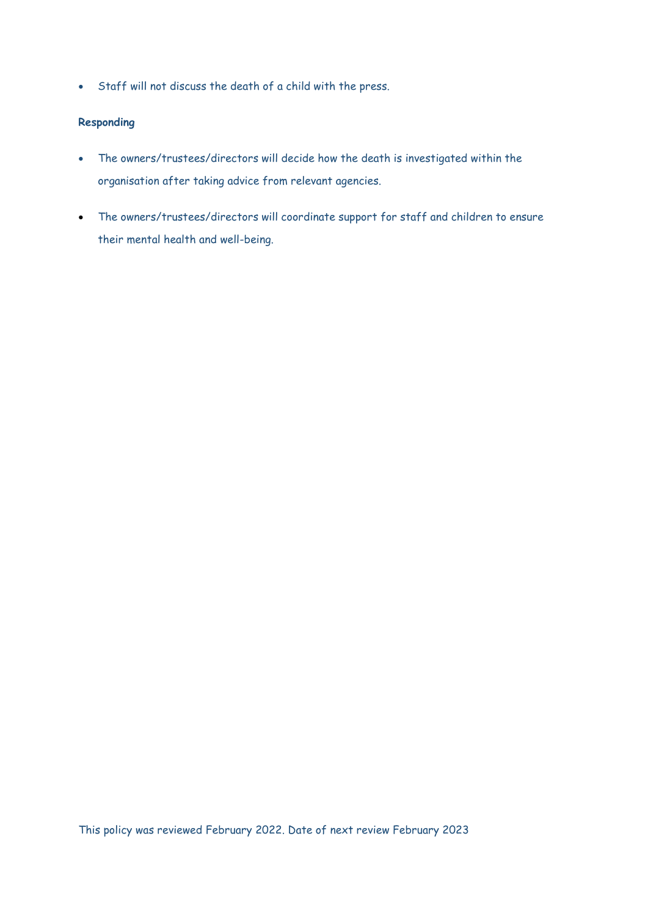- Staff will not discuss the death of a child with the press.

**Responding**

- The owners/trustees/directors will decide how the death is investigated within the organisation after taking advice from relevant agencies.
- The owners/trustees/directors will coordinate support for staff and children to ensure their mental health and well-being.

This policy was reviewed February 2022. Date of next review February 2023